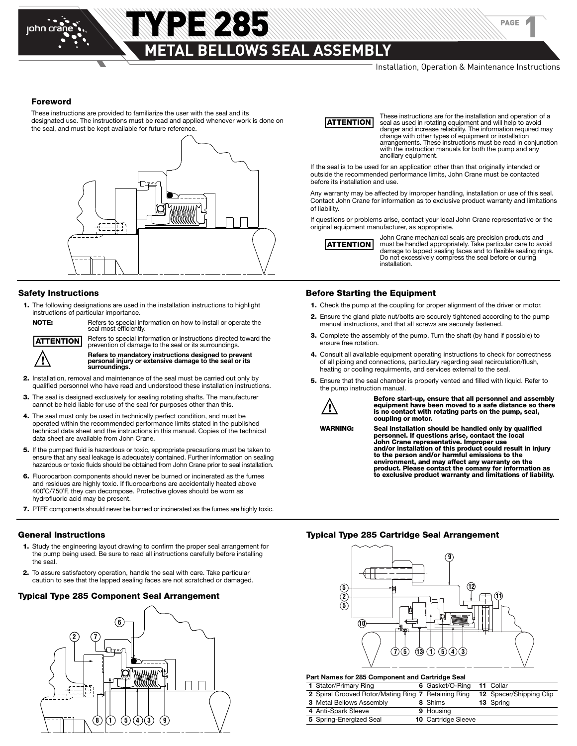# TYPE 285

## METAL BELLOWS SEAL ASSEMBLY

Installation, Operation & Maintenance Instructions

### Foreword

These instructions are provided to familiarize the user with the seal and its designated use. The instructions must be read and applied whenever work is done on the seal, and must be kept available for future reference.

**ATTENTION** These instructions are for the installation and operation of a seal as used in rotating equipment and will help to avoid danger and increase reliability. The information required may change with other types of equipment or installation arrangements. These instructions must be read in conjunction with the instruction manuals for both the pump and any ancillary equipment.

If the seal is to be used for an application other than that originally intended or outside the recommended performance limits, John Crane must be contacted before its installation and use.

Any warranty may be affected by improper handling, installation or use of this seal. Contact John Crane for information as to exclusive product warranty and limitations of liability.

If questions or problems arise, contact your local John Crane representative or the original equipment manufacturer, as appropriate.

**ATTENTION** John Crane mechanical seals are precision products and must be handled appropriately. Take particular care to avoid damage to lapped sealing faces and to flexible sealing rings. Do not excessively compress the seal before or during installation.

### Safety Instructions

1. The following designations are used in the installation instructions to highlight instructions of particular importance.

   **NOTE:** Refers to special information on how to install or operate the seal most efficiently.

   **ATTENTION** Refers to special information or instructions directed toward the prevention of damage to the seal or its surroundings.

   ⚠ **Refers to mandatory instructions designed to prevent personal injury or extensive damage to the seal or its surroundings.**

2. Installation, removal and maintenance of the seal must be carried out only by qualified personnel who have read and understood these installation instructions.
3. The seal is designed exclusively for sealing rotating shafts. The manufacturer cannot be held liable for use of the seal for purposes other than this.
4. The seal must only be used in technically perfect condition, and must be operated within the recommended performance limits stated in the published technical data sheet and the instructions in this manual. Copies of the technical data sheet are available from John Crane.
5. If the pumped fluid is hazardous or toxic, appropriate precautions must be taken to ensure that any seal leakage is adequately contained. Further information on sealing hazardous or toxic fluids should be obtained from John Crane prior to seal installation.
6. Fluorocarbon components should never be burned or incinerated as the fumes and residues are highly toxic. If fluorocarbons are accidentally heated above 400˚C/750˚F, they can decompose. Protective gloves should be worn as hydrofluoric acid may be present.
7. PTFE components should never be burned or incinerated as the fumes are highly toxic.

### Before Starting the Equipment

1. Check the pump at the coupling for proper alignment of the driver or motor.
2. Ensure the gland plate nut/bolts are securely tightened according to the pump manual instructions, and that all screws are securely fastened.
3. Complete the assembly of the pump. Turn the shaft (by hand if possible) to ensure free rotation.
4. Consult all available equipment operating instructions to check for correctness of all piping and connections, particulary regarding seal recirculation/flush, heating or cooling requirments, and services external to the seal.
5. Ensure that the seal chamber is properly vented and filled with liquid. Refer to the pump instruction manual.

⚠ **Before start-up, ensure that all personnel and assembly equipment have been moved to a safe distance so there is no contact with rotating parts on the pump, seal, coupling or motor.**

**WARNING:** **Seal installation should be handled only by qualified personnel. If questions arise, contact the local John Crane representative. Improper use and/or installation of this product could result in injury to the person and/or harmful emissions to the environment, and may affect any warranty on the product. Please contact the comany for information as to exclusive product warranty and limitations of liability.**

### General Instructions

1. Study the engineering layout drawing to confirm the proper seal arrangement for the pump being used. Be sure to read all instructions carefully before installing the seal.
2. To assure satisfactory operation, handle the seal with care. Take particular caution to see that the lapped sealing faces are not scratched or damaged.

### Typical Type 285 Component Seal Arrangement

### Typical Type 285 Cartridge Seal Arrangement

**Part Names for 285 Component and Cartridge Seal**

| | | | | | |
|---|---|---|---|---|---|
| 1 | Stator/Primary Ring | 6 | Gasket/O-Ring | 11 | Collar |
| 2 | Spiral Grooved Rotor/Mating Ring | 7 | Retaining Ring | 12 | Spacer/Shipping Clip |
| 3 | Metal Bellows Assembly | 8 | Shims | 13 | Spring |
| 4 | Anti-Spark Sleeve | 9 | Housing | | |
| 5 | Spring-Energized Seal | 10 | Cartridge Sleeve | | |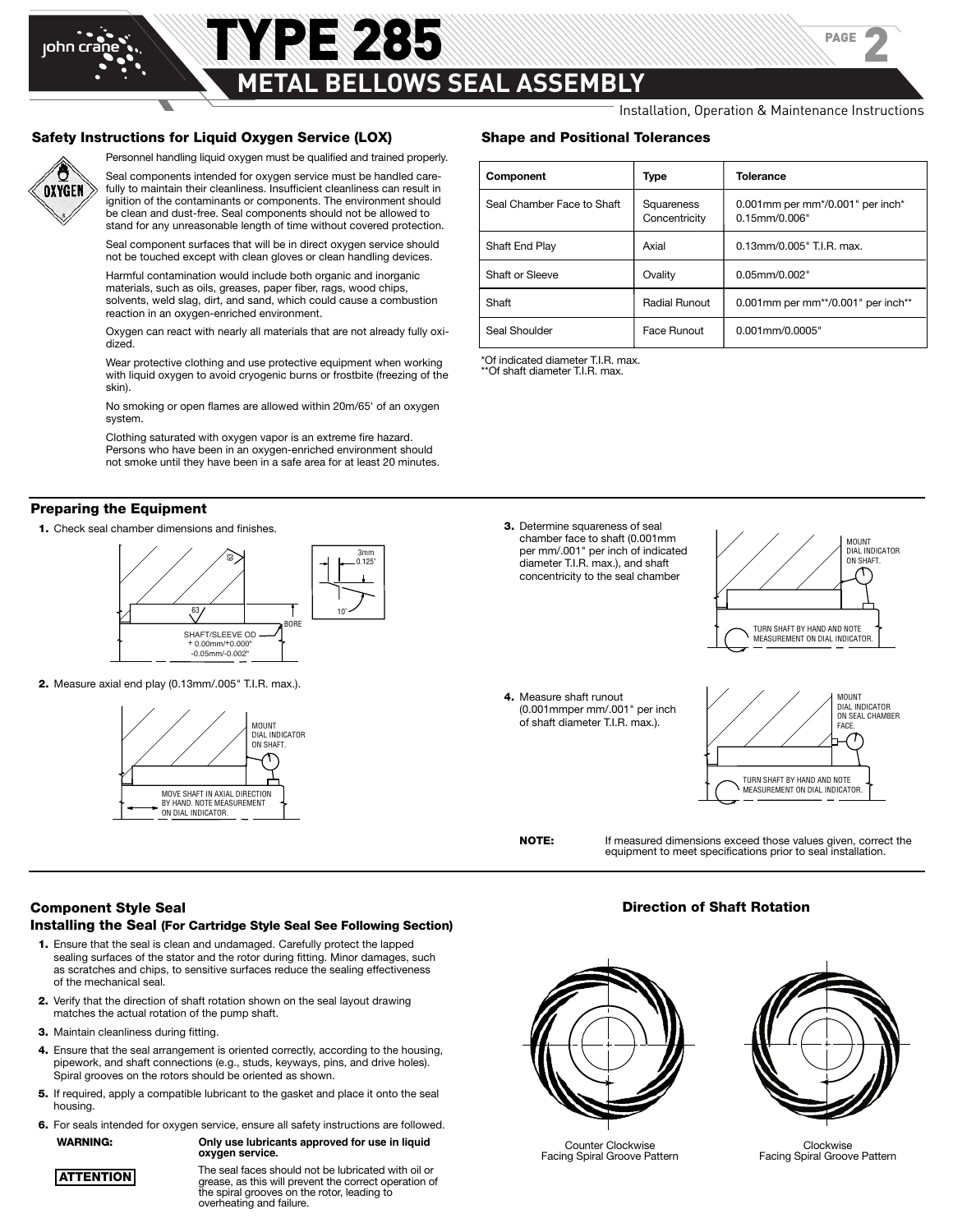## Safety Instructions for Liquid Oxygen Service (LOX)

Personnel handling liquid oxygen must be qualified and trained properly.

Seal components intended for oxygen service must be handled carefully to maintain their cleanliness. Insufficient cleanliness can result in ignition of the contaminants or components. The environment should be clean and dust-free. Seal components should not be allowed to stand for any unreasonable length of time without covered protection.

Seal component surfaces that will be in direct oxygen service should not be touched except with clean gloves or clean handling devices.

Harmful contamination would include both organic and inorganic materials, such as oils, greases, paper fiber, rags, wood chips, solvents, weld slag, dirt, and sand, which could cause a combustion reaction in an oxygen-enriched environment.

Oxygen can react with nearly all materials that are not already fully oxidized.

Wear protective clothing and use protective equipment when working with liquid oxygen to avoid cryogenic burns or frostbite (freezing of the skin).

No smoking or open flames are allowed within 20m/65' of an oxygen system.

Clothing saturated with oxygen vapor is an extreme fire hazard. Persons who have been in an oxygen-enriched environment should not smoke until they have been in a safe area for at least 20 minutes.

## Shape and Positional Tolerances

| Component | Type | Tolerance |
|---|---|---|
| Seal Chamber Face to Shaft | Squareness<br>Concentricity | 0.001mm per mm*/0.001" per inch*<br>0.15mm/0.006" |
| Shaft End Play | Axial | 0.13mm/0.005" T.I.R. max. |
| Shaft or Sleeve | Ovality | 0.05mm/0.002" |
| Shaft | Radial Runout | 0.001mm per mm**/0.001" per inch** |
| Seal Shoulder | Face Runout | 0.001mm/0.0005" |

*Of indicated diameter T.I.R. max.
**Of shaft diameter T.I.R. max.

## Preparing the Equipment

1. Check seal chamber dimensions and finishes.

   63 | 63 | BORE | SHAFT/SLEEVE OD + 0.00mm/+0.000" -0.05mm/-0.002" | 3mm 0.125" | 10°

2. Measure axial end play (0.13mm/.005" T.I.R. max.).

   MOUNT DIAL INDICATOR ON SHAFT. | MOVE SHAFT IN AXIAL DIRECTION BY HAND. NOTE MEASUREMENT ON DIAL INDICATOR.

3. Determine squareness of seal chamber face to shaft (0.001mm per mm/.001" per inch of indicated diameter T.I.R. max.), and shaft concentricity to the seal chamber

   MOUNT DIAL INDICATOR ON SHAFT. | TURN SHAFT BY HAND AND NOTE MEASUREMENT ON DIAL INDICATOR.

4. Measure shaft runout (0.001mmper mm/.001" per inch of shaft diameter T.I.R. max.).

   MOUNT DIAL INDICATOR ON SEAL CHAMBER FACE. | TURN SHAFT BY HAND AND NOTE MEASUREMENT ON DIAL INDICATOR.

**NOTE:** If measured dimensions exceed those values given, correct the equipment to meet specifications prior to seal installation.

## Component Style Seal

### Installing the Seal (For Cartridge Style Seal See Following Section)

1. Ensure that the seal is clean and undamaged. Carefully protect the lapped sealing surfaces of the stator and the rotor during fitting. Minor damages, such as scratches and chips, to sensitive surfaces reduce the sealing effectiveness of the mechanical seal.
2. Verify that the direction of shaft rotation shown on the seal layout drawing matches the actual rotation of the pump shaft.
3. Maintain cleanliness during fitting.
4. Ensure that the seal arrangement is oriented correctly, according to the housing, pipework, and shaft connections (e.g., studs, keyways, pins, and drive holes). Spiral grooves on the rotors should be oriented as shown.
5. If required, apply a compatible lubricant to the gasket and place it onto the seal housing.
6. For seals intended for oxygen service, ensure all safety instructions are followed.

**WARNING:** **Only use lubricants approved for use in liquid oxygen service.**

**ATTENTION** The seal faces should not be lubricated with oil or grease, as this will prevent the correct operation of the spiral grooves on the rotor, leading to overheating and failure.

## Direction of Shaft Rotation

Counter Clockwise Facing Spiral Groove Pattern

Clockwise Facing Spiral Groove Pattern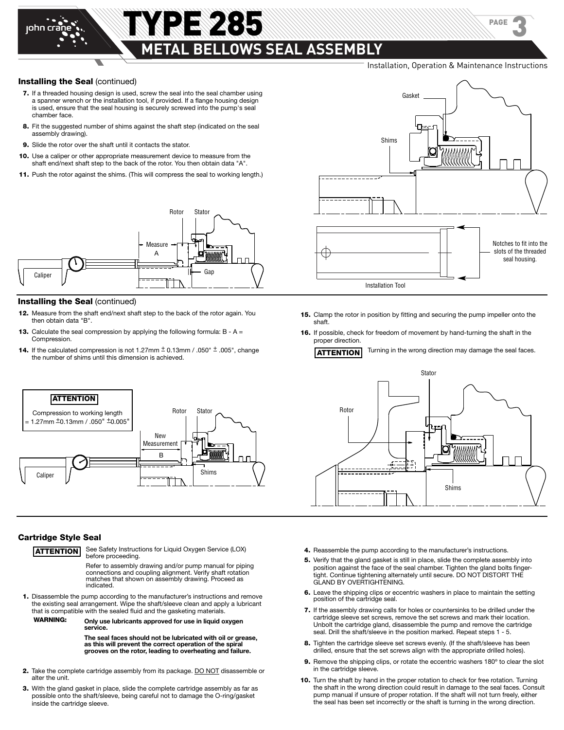### Installing the Seal (continued)

7. If a threaded housing design is used, screw the seal into the seal chamber using a spanner wrench or the installation tool, if provided. If a flange housing design is used, ensure that the seal housing is securely screwed into the pump's seal chamber face.
8. Fit the suggested number of shims against the shaft step (indicated on the seal assembly drawing).
9. Slide the rotor over the shaft until it contacts the stator.
10. Use a caliper or other appropriate measurement device to measure from the shaft end/next shaft step to the back of the rotor. You then obtain data "A".
11. Push the rotor against the shims. (This will compress the seal to working length.)

### Installing the Seal (continued)

12. Measure from the shaft end/next shaft step to the back of the rotor again. You then obtain data "B".
13. Calculate the seal compression by applying the following formula: B - A = Compression.
14. If the calculated compression is not 1.27mm ± 0.13mm / .050" ± .005", change the number of shims until this dimension is achieved.

**ATTENTION**

Compression to working length = 1.27mm ±0.13mm / .050" ±0.005"

15. Clamp the rotor in position by fitting and securing the pump impeller onto the shaft.
16. If possible, check for freedom of movement by hand-turning the shaft in the proper direction.

**ATTENTION** Turning in the wrong direction may damage the seal faces.

### Cartridge Style Seal

**ATTENTION** See Safety Instructions for Liquid Oxygen Service (LOX) before proceeding.

Refer to assembly drawing and/or pump manual for piping connections and coupling alignment. Verify shaft rotation matches that shown on assembly drawing. Proceed as indicated.

1. Disassemble the pump according to the manufacturer's instructions and remove the existing seal arrangement. Wipe the shaft/sleeve clean and apply a lubricant that is compatible with the sealed fluid and the gasketing materials.

   **WARNING:** **Only use lubricants approved for use in liquid oxygen service.**

   **The seal faces should not be lubricated with oil or grease, as this will prevent the correct operation of the spiral grooves on the rotor, leading to overheating and failure.**

2. Take the complete cartridge assembly from its package. DO NOT disassemble or alter the unit.
3. With the gland gasket in place, slide the complete cartridge assembly as far as possible onto the shaft/sleeve, being careful not to damage the O-ring/gasket inside the cartridge sleeve.
4. Reassemble the pump according to the manufacturer's instructions.
5. Verify that the gland gasket is still in place, slide the complete assembly into position against the face of the seal chamber. Tighten the gland bolts finger-tight. Continue tightening alternately until secure. DO NOT DISTORT THE GLAND BY OVERTIGHTENING.
6. Leave the shipping clips or eccentric washers in place to maintain the setting position of the cartridge seal.
7. If the assembly drawing calls for holes or countersinks to be drilled under the cartridge sleeve set screws, remove the set screws and mark their location. Unbolt the cartridge gland, disassemble the pump and remove the cartridge seal. Drill the shaft/sleeve in the position marked. Repeat steps 1 - 5.
8. Tighten the cartridge sleeve set screws evenly. (If the shaft/sleeve has been drilled, ensure that the set screws align with the appropriate drilled holes).
9. Remove the shipping clips, or rotate the eccentric washers 180º to clear the slot in the cartridge sleeve.
10. Turn the shaft by hand in the proper rotation to check for free rotation. Turning the shaft in the wrong direction could result in damage to the seal faces. Consult pump manual if unsure of proper rotation. If the shaft will not turn freely, either the seal has been set incorrectly or the shaft is turning in the wrong direction.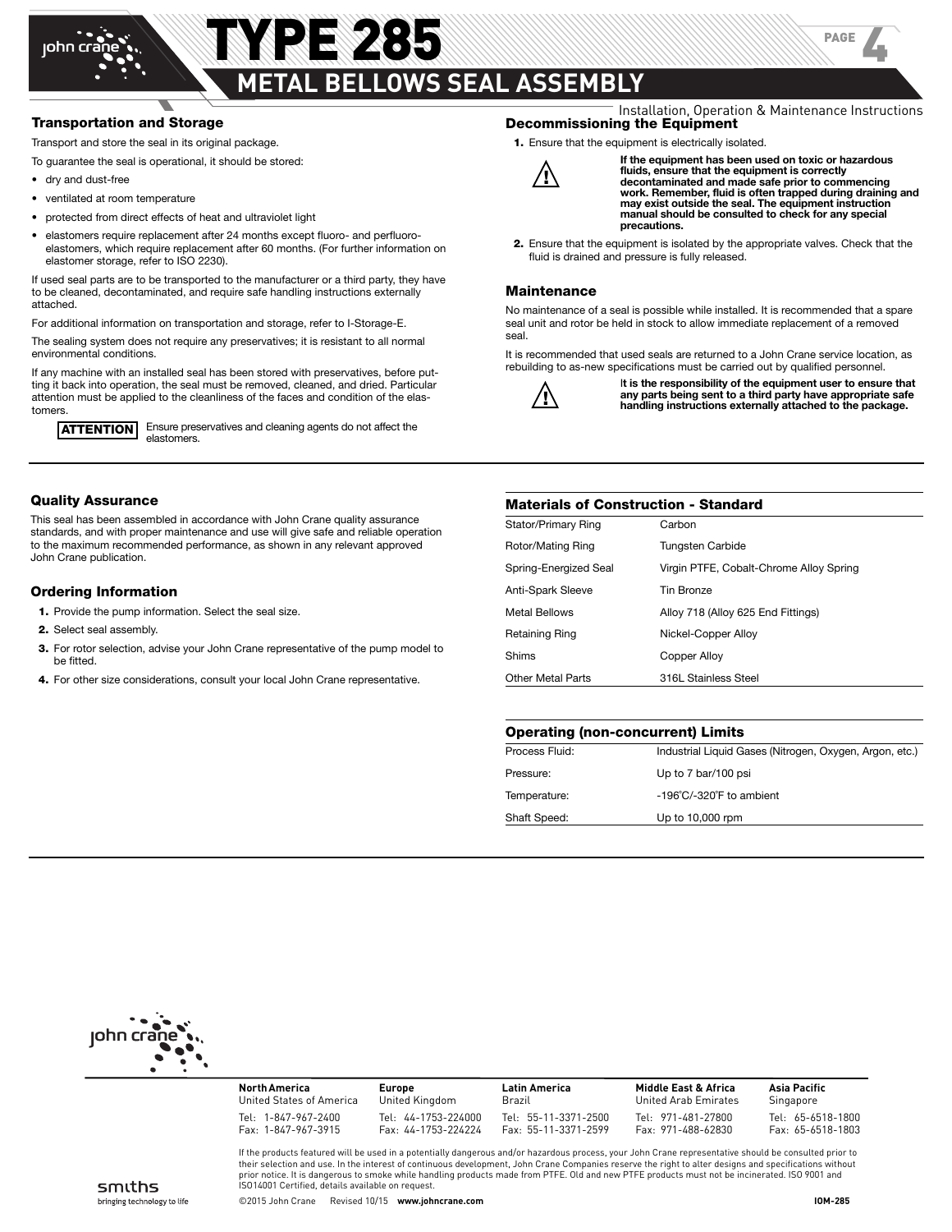## Transportation and Storage

Transport and store the seal in its original package.

To guarantee the seal is operational, it should be stored:

- dry and dust-free
- ventilated at room temperature
- protected from direct effects of heat and ultraviolet light
- elastomers require replacement after 24 months except fluoro- and perfluoro-elastomers, which require replacement after 60 months. (For further information on elastomer storage, refer to ISO 2230).

If used seal parts are to be transported to the manufacturer or a third party, they have to be cleaned, decontaminated, and require safe handling instructions externally attached.

For additional information on transportation and storage, refer to I-Storage-E.

The sealing system does not require any preservatives; it is resistant to all normal environmental conditions.

If any machine with an installed seal has been stored with preservatives, before putting it back into operation, the seal must be removed, cleaned, and dried. Particular attention must be applied to the cleanliness of the faces and condition of the elastomers.

**ATTENTION** Ensure preservatives and cleaning agents do not affect the elastomers.

## Decommissioning the Equipment

1. Ensure that the equipment is electrically isolated.

**If the equipment has been used on toxic or hazardous fluids, ensure that the equipment is correctly decontaminated and made safe prior to commencing work. Remember, fluid is often trapped during draining and may exist outside the seal. The equipment instruction manual should be consulted to check for any special precautions.**

2. Ensure that the equipment is isolated by the appropriate valves. Check that the fluid is drained and pressure is fully released.

## Maintenance

No maintenance of a seal is possible while installed. It is recommended that a spare seal unit and rotor be held in stock to allow immediate replacement of a removed seal.

It is recommended that used seals are returned to a John Crane service location, as rebuilding to as-new specifications must be carried out by qualified personnel.

**It is the responsibility of the equipment user to ensure that any parts being sent to a third party have appropriate safe handling instructions externally attached to the package.**

## Quality Assurance

This seal has been assembled in accordance with John Crane quality assurance standards, and with proper maintenance and use will give safe and reliable operation to the maximum recommended performance, as shown in any relevant approved John Crane publication.

## Ordering Information

1. Provide the pump information. Select the seal size.
2. Select seal assembly.
3. For rotor selection, advise your John Crane representative of the pump model to be fitted.
4. For other size considerations, consult your local John Crane representative.

## Materials of Construction - Standard

| | |
|---|---|
| Stator/Primary Ring | Carbon |
| Rotor/Mating Ring | Tungsten Carbide |
| Spring-Energized Seal | Virgin PTFE, Cobalt-Chrome Alloy Spring |
| Anti-Spark Sleeve | Tin Bronze |
| Metal Bellows | Alloy 718 (Alloy 625 End Fittings) |
| Retaining Ring | Nickel-Copper Alloy |
| Shims | Copper Alloy |
| Other Metal Parts | 316L Stainless Steel |

## Operating (non-concurrent) Limits

| | |
|---|---|
| Process Fluid: | Industrial Liquid Gases (Nitrogen, Oxygen, Argon, etc.) |
| Pressure: | Up to 7 bar/100 psi |
| Temperature: | -196˚C/-320˚F to ambient |
| Shaft Speed: | Up to 10,000 rpm |

| North America | Europe | Latin America | Middle East & Africa | Asia Pacific |
|---|---|---|---|---|
| United States of America | United Kingdom | Brazil | United Arab Emirates | Singapore |
| Tel: 1-847-967-2400 | Tel: 44-1753-224000 | Tel: 55-11-3371-2500 | Tel: 971-481-27800 | Tel: 65-6518-1800 |
| Fax: 1-847-967-3915 | Fax: 44-1753-224224 | Fax: 55-11-3371-2599 | Fax: 971-488-62830 | Fax: 65-6518-1803 |

If the products featured will be used in a potentially dangerous and/or hazardous process, your John Crane representative should be consulted prior to their selection and use. In the interest of continuous development, John Crane Companies reserve the right to alter designs and specifications without prior notice. It is dangerous to smoke while handling products made from PTFE. Old and new PTFE products must not be incinerated. ISO 9001 and ISO14001 Certified, details available on request.

©2015 John Crane Revised 10/15 **www.johncrane.com** **IOM-285**